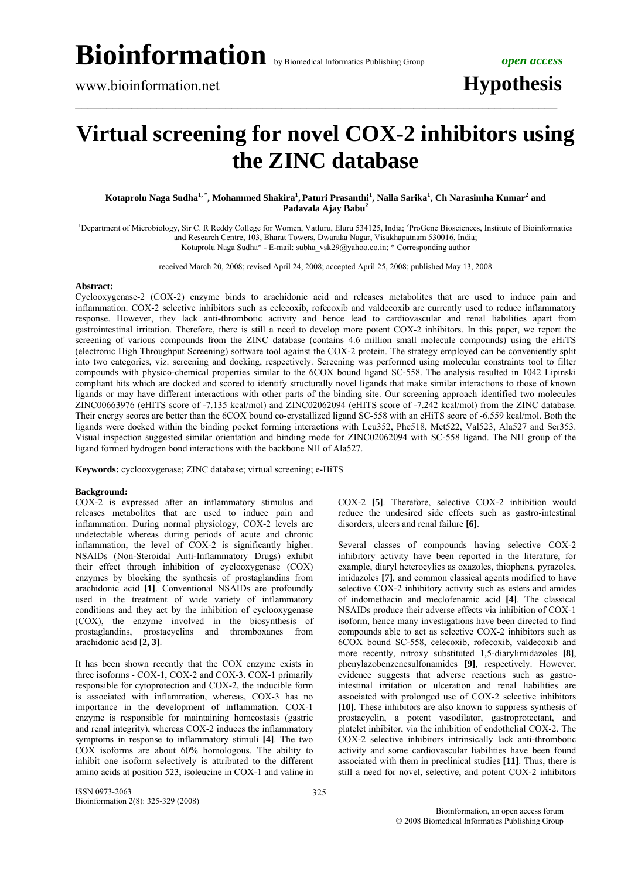# Virtual screening for novel COX-2 inhibitors using the ZINC database

**Kotaprolu Naga Sudha[1,*], Mohammned Shakira[1], Paturi Prasanthi[1], Nalla Sarika[1], Ch Narasimha Kumar[2] and Padavala Ajay Babu[2]**

[1]Department of Microbiology, Sir C. R Reddy College for Women, Vatluru, Eluru 534125, India; [2]ProGene Biosciences, Institute of Bioinformatics and Research Centre, 103, Bharat Towers, Dwaraka Nagar, Visakhapatnam 530016, India;
Kotaprolu Naga Sudha* - E-mail: subha_vsk29@yahoo.co.in; * Corresponding author

received March 20, 2008; revised April 24, 2008; accepted April 25, 2008; published May 13, 2008

**Abstract:**

Cyclooxygenase-2 (COX-2) enzyme binds to arachidonic acid and releases metabolites that are used to induce pain and inflammation. COX-2 selective inhibitors such as celecoxib, rofecoxib and valdecoxib are currently used to reduce inflammatory response. However, they lack anti-thrombotic activity and hence lead to cardiovascular and renal liabilities apart from gastrointestinal irritation. Therefore, there is still a need to develop more potent COX-2 inhibitors. In this paper, we report the screening of various compounds from the ZINC database (contains 4.6 million small molecule compounds) using the eHiTS (electronic High Throughput Screening) software tool against the COX-2 protein. The strategy employed can be conveniently split into two categories, viz. screening and docking, respectively. Screening was performed using molecular constraints tool to filter compounds with physico-chemical properties similar to the 6COX bound ligand SC-558. The analysis resulted in 1042 Lipinski compliant hits which are docked and scored to identify structurally novel ligands that make similar interactions to those of known ligands or may have different interactions with other parts of the binding site. Our screening approach identified two molecules ZINC00663976 (eHITS score of -7.135 kcal/mol) and ZINC02062094 (eHITS score of -7.242 kcal/mol) from the ZINC database. Their energy scores are better than the 6COX bound co-crystallized ligand SC-558 with an eHiTS score of -6.559 kcal/mol. Both the ligands were docked within the binding pocket forming interactions with Leu352, Phe518, Met522, Val523, Ala527 and Ser353. Visual inspection suggested similar orientation and binding mode for ZINC02062094 with SC-558 ligand. The NH group of the ligand formed hydrogen bond interactions with the backbone NH of Ala527.

**Keywords:** cyclooxygenase; ZINC database; virtual screening; e-HiTS

**Background:**

COX-2 is expressed after an inflammatory stimulus and releases metabolites that are used to induce pain and inflammation. During normal physiology, COX-2 levels are undetectable whereas during periods of acute and chronic inflammation, the level of COX-2 is significantly higher. NSAIDs (Non-Steroidal Anti-Inflammatory Drugs) exhibit their effect through inhibition of cyclooxygenase (COX) enzymes by blocking the synthesis of prostaglandins from arachidonic acid **[1]**. Conventional NSAIDs are profoundly used in the treatment of wide variety of inflammatory conditions and they act by the inhibition of cyclooxygenase (COX), the enzyme involved in the biosynthesis of prostaglandins, prostacyclins and thromboxanes from arachidonic acid **[2, 3]**.

It has been shown recently that the COX enzyme exists in three isoforms - COX-1, COX-2 and COX-3. COX-1 primarily responsible for cytoprotection and COX-2, the inducible form is associated with inflammation, whereas, COX-3 has no importance in the development of inflammation. COX-1 enzyme is responsible for maintaining homeostasis (gastric and renal integrity), whereas COX-2 induces the inflammatory symptoms in response to inflammatory stimuli **[4]**. The two COX isoforms are about 60% homologous. The ability to inhibit one isoform selectively is attributed to the different amino acids at position 523, isoleucine in COX-1 and valine in COX-2 **[5]**. Therefore, selective COX-2 inhibition would reduce the undesired side effects such as gastro-intestinal disorders, ulcers and renal failure **[6]**.

Several classes of compounds having selective COX-2 inhibitory activity have been reported in the literature, for example, diaryl heterocyclics as oxazoles, thiophens, pyrazoles, imidazoles **[7]**, and common classical agents modified to have selective COX-2 inhibitory activity such as esters and amides of indomethacin and meclofenamic acid **[4]**. The classical NSAIDs produce their adverse effects via inhibition of COX-1 isoform, hence many investigations have been directed to find compounds able to act as selective COX-2 inhibitors such as 6COX bound SC-558, celecoxib, rofecoxib, valdecoxib and more recently, nitroxy substituted 1,5-diarylimidazoles **[8]**, phenylazobenzenesulfonamides **[9]**, respectively. However, evidence suggests that adverse reactions such as gastro-intestinal irritation or ulceration and renal liabilities are associated with prolonged use of COX-2 selective inhibitors **[10]**. These inhibitors are also known to suppress synthesis of prostacyclin, a potent vasodilator, gastroprotectant, and platelet inhibitor, via the inhibition of endothelial COX-2. The COX-2 selective inhibitors intrinsically lack anti-thrombotic activity and some cardiovascular liabilities have been found associated with them in preclinical studies **[11]**. Thus, there is still a need for novel, selective, and potent COX-2 inhibitors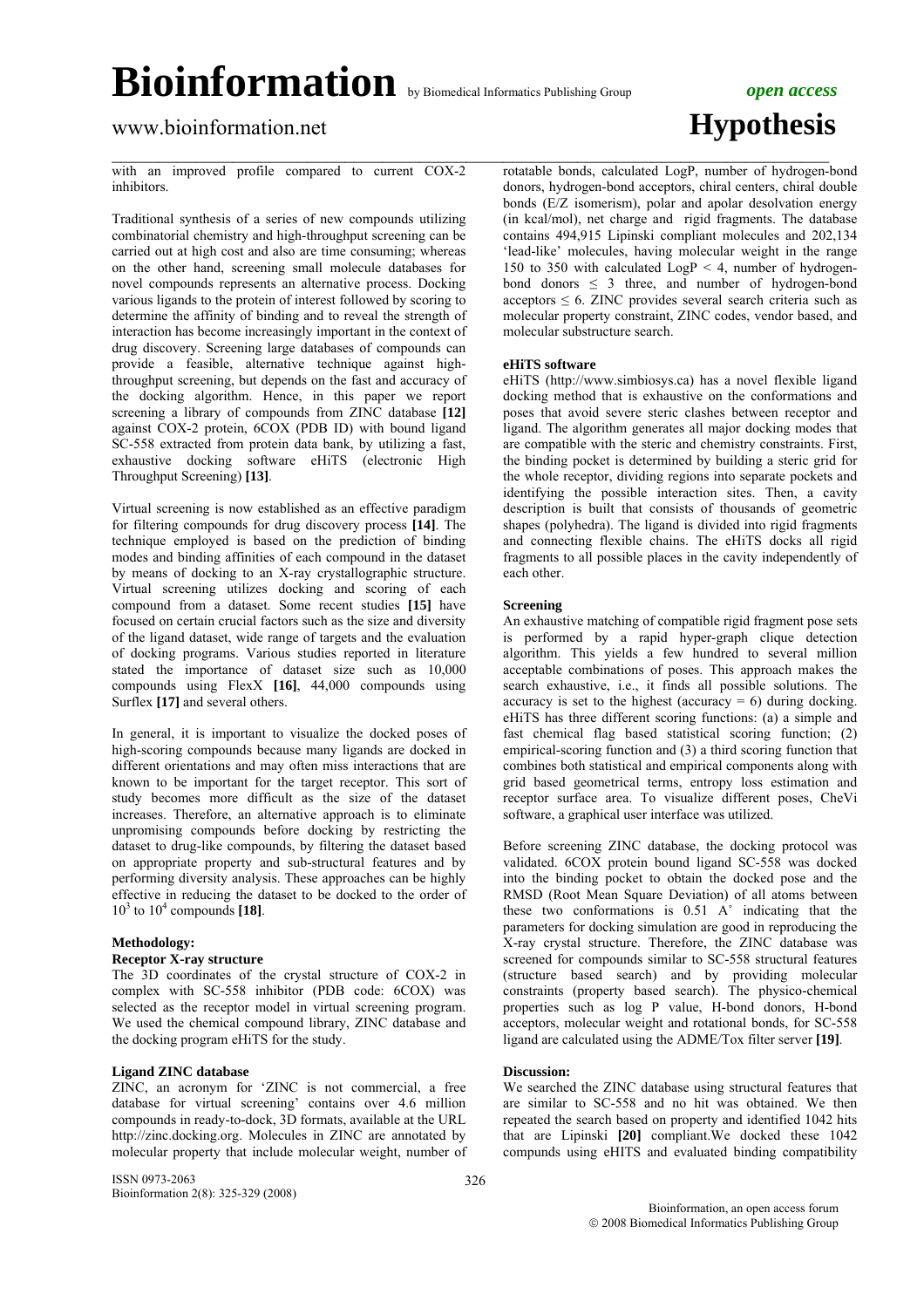with an improved profile compared to current COX-2 inhibitors.

Traditional synthesis of a series of new compounds utilizing combinatorial chemistry and high-throughput screening can be carried out at high cost and also are time consuming; whereas on the other hand, screening small molecule databases for novel compounds represents an alternative process. Docking various ligands to the protein of interest followed by scoring to determine the affinity of binding and to reveal the strength of interaction has become increasingly important in the context of drug discovery. Screening large databases of compounds can provide a feasible, alternative technique against high-throughput screening, but depends on the fast and accuracy of the docking algorithm. Hence, in this paper we report screening a library of compounds from ZINC database **[12]** against COX-2 protein, 6COX (PDB ID) with bound ligand SC-558 extracted from protein data bank, by utilizing a fast, exhaustive docking software eHiTS (electronic High Throughput Screening) **[13]**.

Virtual screening is now established as an effective paradigm for filtering compounds for drug discovery process **[14]**. The technique employed is based on the prediction of binding modes and binding affinities of each compound in the dataset by means of docking to an X-ray crystallographic structure. Virtual screening utilizes docking and scoring of each compound from a dataset. Some recent studies **[15]** have focused on certain crucial factors such as the size and diversity of the ligand dataset, wide range of targets and the evaluation of docking programs. Various studies reported in literature stated the importance of dataset size such as 10,000 compounds using FlexX **[16]**, 44,000 compounds using Surflex **[17]** and several others.

In general, it is important to visualize the docked poses of high-scoring compounds because many ligands are docked in different orientations and may often miss interactions that are known to be important for the target receptor. This sort of study becomes more difficult as the size of the dataset increases. Therefore, an alternative approach is to eliminate unpromising compounds before docking by restricting the dataset to drug-like compounds, by filtering the dataset based on appropriate property and sub-structural features and by performing diversity analysis. These approaches can be highly effective in reducing the dataset to be docked to the order of $10^3$ to $10^4$ compounds **[18]**.

## Methodology:

### Receptor X-ray structure

The 3D coordinates of the crystal structure of COX-2 in complex with SC-558 inhibitor (PDB code: 6COX) was selected as the receptor model in virtual screening program. We used the chemical compound library, ZINC database and the docking program eHiTS for the study.

### Ligand ZINC database

ZINC, an acronym for 'ZINC is not commercial, a free database for virtual screening' contains over 4.6 million compounds in ready-to-dock, 3D formats, available at the URL http://zinc.docking.org. Molecules in ZINC are annotated by molecular property that include molecular weight, number of rotatable bonds, calculated LogP, number of hydrogen-bond donors, hydrogen-bond acceptors, chiral centers, chiral double bonds (E/Z isomerism), polar and apolar desolvation energy (in kcal/mol), net charge and rigid fragments. The database contains 494,915 Lipinski compliant molecules and 202,134 'lead-like' molecules, having molecular weight in the range 150 to 350 with calculated LogP < 4, number of hydrogen-bond donors ≤ 3 three, and number of hydrogen-bond acceptors ≤ 6. ZINC provides several search criteria such as molecular property constraint, ZINC codes, vendor based, and molecular substructure search.

### eHiTS software

eHiTS (http://www.simbiosys.ca) has a novel flexible ligand docking method that is exhaustive on the conformations and poses that avoid severe steric clashes between receptor and ligand. The algorithm generates all major docking modes that are compatible with the steric and chemistry constraints. First, the binding pocket is determined by building a steric grid for the whole receptor, dividing regions into separate pockets and identifying the possible interaction sites. Then, a cavity description is built that consists of thousands of geometric shapes (polyhedra). The ligand is divided into rigid fragments and connecting flexible chains. The eHiTS docks all rigid fragments to all possible places in the cavity independently of each other.

### Screening

An exhaustive matching of compatible rigid fragment pose sets is performed by a rapid hyper-graph clique detection algorithm. This yields a few hundred to several million acceptable combinations of poses. This approach makes the search exhaustive, i.e., it finds all possible solutions. The accuracy is set to the highest (accuracy = 6) during docking. eHiTS has three different scoring functions: (a) a simple and fast chemical flag based statistical scoring function; (2) empirical-scoring function and (3) a third scoring function that combines both statistical and empirical components along with grid based geometrical terms, entropy loss estimation and receptor surface area. To visualize different poses, CheVi software, a graphical user interface was utilized.

Before screening ZINC database, the docking protocol was validated. 6COX protein bound ligand SC-558 was docked into the binding pocket to obtain the docked pose and the RMSD (Root Mean Square Deviation) of all atoms between these two conformations is 0.51 A˚ indicating that the parameters for docking simulation are good in reproducing the X-ray crystal structure. Therefore, the ZINC database was screened for compounds similar to SC-558 structural features (structure based search) and by providing molecular constraints (property based search). The physico-chemical properties such as log P value, H-bond donors, H-bond acceptors, molecular weight and rotational bonds, for SC-558 ligand are calculated using the ADME/Tox filter server **[19]**.

## Discussion:

We searched the ZINC database using structural features that are similar to SC-558 and no hit was obtained. We then repeated the search based on property and identified 1042 hits that are Lipinski **[20]** compliant.We docked these 1042 compunds using eHITS and evaluated binding compatibility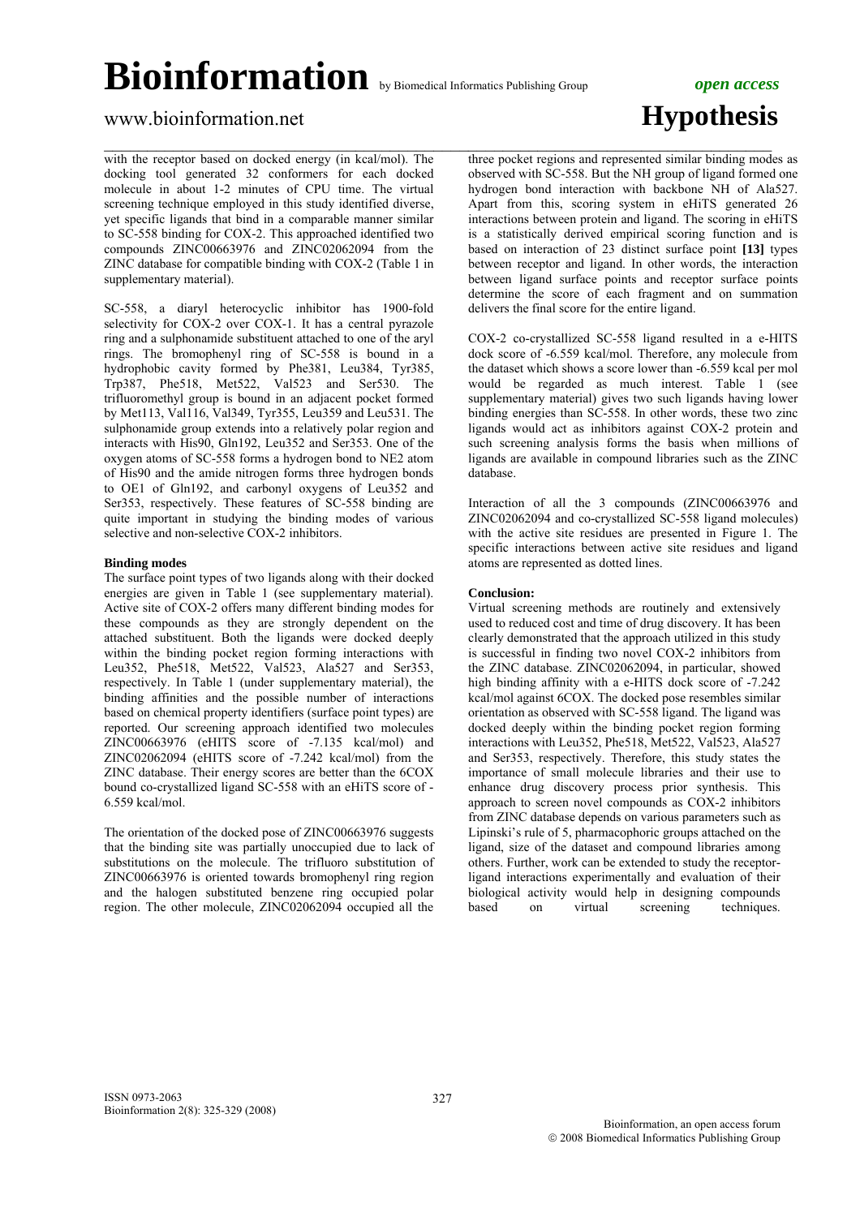with the receptor based on docked energy (in kcal/mol). The docking tool generated 32 conformers for each docked molecule in about 1-2 minutes of CPU time. The virtual screening technique employed in this study identified diverse, yet specific ligands that bind in a comparable manner similar to SC-558 binding for COX-2. This approached identified two compounds ZINC00663976 and ZINC02062094 from the ZINC database for compatible binding with COX-2 (Table 1 in supplementary material).

SC-558, a diaryl heterocyclic inhibitor has 1900-fold selectivity for COX-2 over COX-1. It has a central pyrazole ring and a sulphonamide substituent attached to one of the aryl rings. The bromophenyl ring of SC-558 is bound in a hydrophobic cavity formed by Phe381, Leu384, Tyr385, Trp387, Phe518, Met522, Val523 and Ser530. The trifluoromethyl group is bound in an adjacent pocket formed by Met113, Val116, Val349, Tyr355, Leu359 and Leu531. The sulphonamide group extends into a relatively polar region and interacts with His90, Gln192, Leu352 and Ser353. One of the oxygen atoms of SC-558 forms a hydrogen bond to NE2 atom of His90 and the amide nitrogen forms three hydrogen bonds to OE1 of Gln192, and carbonyl oxygens of Leu352 and Ser353, respectively. These features of SC-558 binding are quite important in studying the binding modes of various selective and non-selective COX-2 inhibitors.

### Binding modes

The surface point types of two ligands along with their docked energies are given in Table 1 (see supplementary material). Active site of COX-2 offers many different binding modes for these compounds as they are strongly dependent on the attached substituent. Both the ligands were docked deeply within the binding pocket region forming interactions with Leu352, Phe518, Met522, Val523, Ala527 and Ser353, respectively. In Table 1 (under supplementary material), the binding affinities and the possible number of interactions based on chemical property identifiers (surface point types) are reported. Our screening approach identified two molecules ZINC00663976 (eHITS score of -7.135 kcal/mol) and ZINC02062094 (eHITS score of -7.242 kcal/mol) from the ZINC database. Their energy scores are better than the 6COX bound co-crystallized ligand SC-558 with an eHiTS score of -6.559 kcal/mol.

The orientation of the docked pose of ZINC00663976 suggests that the binding site was partially unoccupied due to lack of substitutions on the molecule. The trifluoro substitution of ZINC00663976 is oriented towards bromophenyl ring region and the halogen substituted benzene ring occupied polar region. The other molecule, ZINC02062094 occupied all the three pocket regions and represented similar binding modes as observed with SC-558. But the NH group of ligand formed one hydrogen bond interaction with backbone NH of Ala527. Apart from this, scoring system in eHiTS generated 26 interactions between protein and ligand. The scoring in eHiTS is a statistically derived empirical scoring function and is based on interaction of 23 distinct surface point **[13]** types between receptor and ligand. In other words, the interaction between ligand surface points and receptor surface points determine the score of each fragment and on summation delivers the final score for the entire ligand.

COX-2 co-crystallized SC-558 ligand resulted in a e-HITS dock score of -6.559 kcal/mol. Therefore, any molecule from the dataset which shows a score lower than -6.559 kcal per mol would be regarded as much interest. Table 1 (see supplementary material) gives two such ligands having lower binding energies than SC-558. In other words, these two zinc ligands would act as inhibitors against COX-2 protein and such screening analysis forms the basis when millions of ligands are available in compound libraries such as the ZINC database.

Interaction of all the 3 compounds (ZINC00663976 and ZINC02062094 and co-crystallized SC-558 ligand molecules) with the active site residues are presented in Figure 1. The specific interactions between active site residues and ligand atoms are represented as dotted lines.

### Conclusion:

Virtual screening methods are routinely and extensively used to reduced cost and time of drug discovery. It has been clearly demonstrated that the approach utilized in this study is successful in finding two novel COX-2 inhibitors from the ZINC database. ZINC02062094, in particular, showed high binding affinity with a e-HITS dock score of -7.242 kcal/mol against 6COX. The docked pose resembles similar orientation as observed with SC-558 ligand. The ligand was docked deeply within the binding pocket region forming interactions with Leu352, Phe518, Met522, Val523, Ala527 and Ser353, respectively. Therefore, this study states the importance of small molecule libraries and their use to enhance drug discovery process prior synthesis. This approach to screen novel compounds as COX-2 inhibitors from ZINC database depends on various parameters such as Lipinski's rule of 5, pharmacophoric groups attached on the ligand, size of the dataset and compound libraries among others. Further, work can be extended to study the receptor-ligand interactions experimentally and evaluation of their biological activity would help in designing compounds based on virtual screening techniques.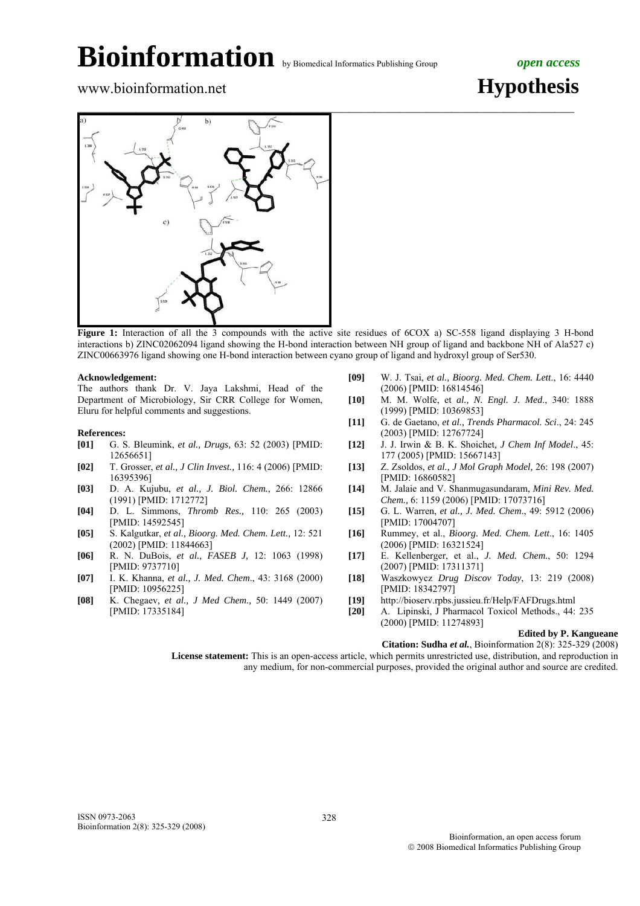**Figure 1:** Interaction of all the 3 compounds with the active site residues of 6COX a) SC-558 ligand displaying 3 H-bond interactions b) ZINC02062094 ligand showing the H-bond interaction between NH group of ligand and backbone NH of Ala527 c) ZINC00663976 ligand showing one H-bond interaction between cyano group of ligand and hydroxyl group of Ser530.

**Acknowledgement:**

The authors thank Dr. V. Jaya Lakshmi, Head of the Department of Microbiology, Sir CRR College for Women, Eluru for helpful comments and suggestions.

**References:**

- **[01]** G. S. Bleumink, *et al., Drugs,* 63: 52 (2003) [PMID: 12656651]
- **[02]** T. Grosser, *et al., J Clin Invest.,* 116: 4 (2006) [PMID: 16395396]
- **[03]** D. A. Kujubu, *et al., J. Biol. Chem.*, 266: 12866 (1991) [PMID: 1712772]
- **[04]** D. L. Simmons, *Thromb Res.,* 110: 265 (2003) [PMID: 14592545]
- **[05]** S. Kalgutkar, *et al., Bioorg. Med. Chem. Lett.,* 12: 521 (2002) [PMID: 11844663]
- **[06]** R. N. DuBois, *et al., FASEB J,* 12: 1063 (1998) [PMID: 9737710]
- **[07]** I. K. Khanna, *et al., J. Med. Chem*., 43: 3168 (2000) [PMID: 10956225]
- **[08]** K. Chegaev, *et al., J Med Chem.,* 50: 1449 (2007) [PMID: 17335184]
- **[09]** W. J. Tsai, *et al., Bioorg. Med. Chem. Lett*., 16: 4440 (2006) [PMID: 16814546]
- **[10]** M. M. Wolfe, et *al., N. Engl. J. Med*., 340: 1888 (1999) [PMID: 10369853]
- **[11]** G. de Gaetano, *et al., Trends Pharmacol. Sci*., 24: 245 (2003) [PMID: 12767724]
- **[12]** J. J. Irwin & B. K. Shoichet, *J Chem Inf Model*., 45: 177 (2005) [PMID: 15667143]
- **[13]** Z. Zsoldos, *et al., J Mol Graph Model,* 26: 198 (2007) [PMID: 16860582]
- **[14]** M. Jalaie and V. Shanmugasundaram, *Mini Rev. Med. Chem.,* 6: 1159 (2006) [PMID: 17073716]
- **[15]** G. L. Warren, *et al., J. Med. Chem*., 49: 5912 (2006) [PMID: 17004707]
- **[16]** Rummey, et al., *Bioorg. Med. Chem. Lett*., 16: 1405 (2006) [PMID: 16321524]
- **[17]** E. Kellenberger, et al., *J. Med. Chem.*, 50: 1294 (2007) [PMID: 17311371]
- **[18]** Waszkowycz *Drug Discov Today*, 13: 219 (2008) [PMID: 18342797]
- **[19]** http://bioserv.rpbs.jussieu.fr/Help/FAFDrugs.html
- **[20]** A. Lipinski, J Pharmacol Toxicol Methods., 44: 235 (2000) [PMID: 11274893]

**Edited by P. Kangueane**

**Citation: Sudha *et al.***, Bioinformation 2(8): 325-329 (2008)

**License statement:** This is an open-access article, which permits unrestricted use, distribution, and reproduction in any medium, for non-commercial purposes, provided the original author and source are credited.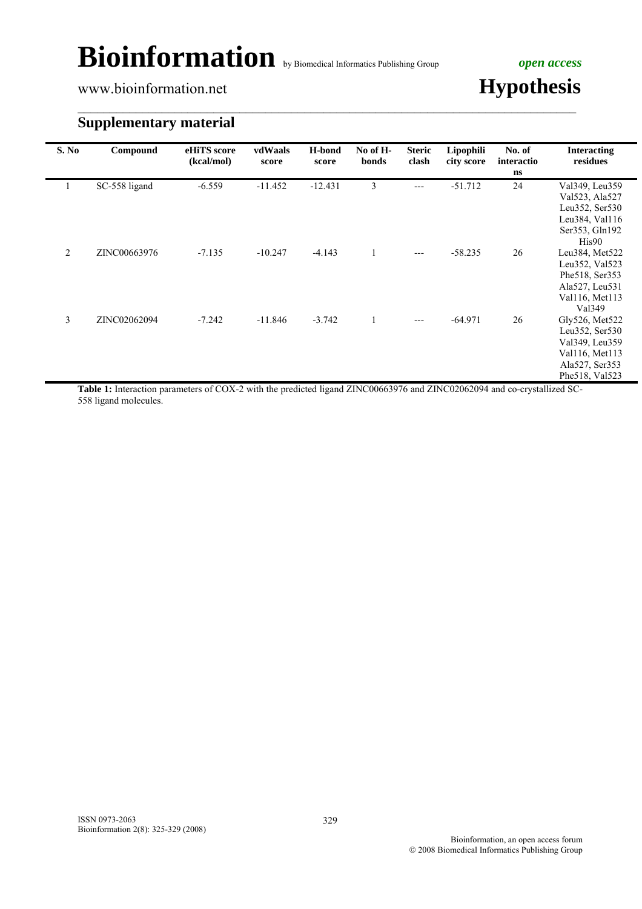## Supplementary material

| S. No | Compound | eHiTS score (kcal/mol) | vdWaals score | H-bond score | No of H-bonds | Steric clash | Lipophilicity score | No. of interactions | Interacting residues |
|---|---|---|---|---|---|---|---|---|---|
| 1 | SC-558 ligand | -6.559 | -11.452 | -12.431 | 3 | --- | -51.712 | 24 | Val349, Leu359 Val523, Ala527 Leu352, Ser530 Leu384, Val116 Ser353, Gln192 His90 |
| 2 | ZINC00663976 | -7.135 | -10.247 | -4.143 | 1 | --- | -58.235 | 26 | Leu384, Met522 Leu352, Val523 Phe518, Ser353 Ala527, Leu531 Val116, Met113 Val349 |
| 3 | ZINC02062094 | -7.242 | -11.846 | -3.742 | 1 | --- | -64.971 | 26 | Gly526, Met522 Leu352, Ser530 Val349, Leu359 Val116, Met113 Ala527, Ser353 Phe518, Val523 |

**Table 1:** Interaction parameters of COX-2 with the predicted ligand ZINC00663976 and ZINC02062094 and co-crystallized SC-558 ligand molecules.